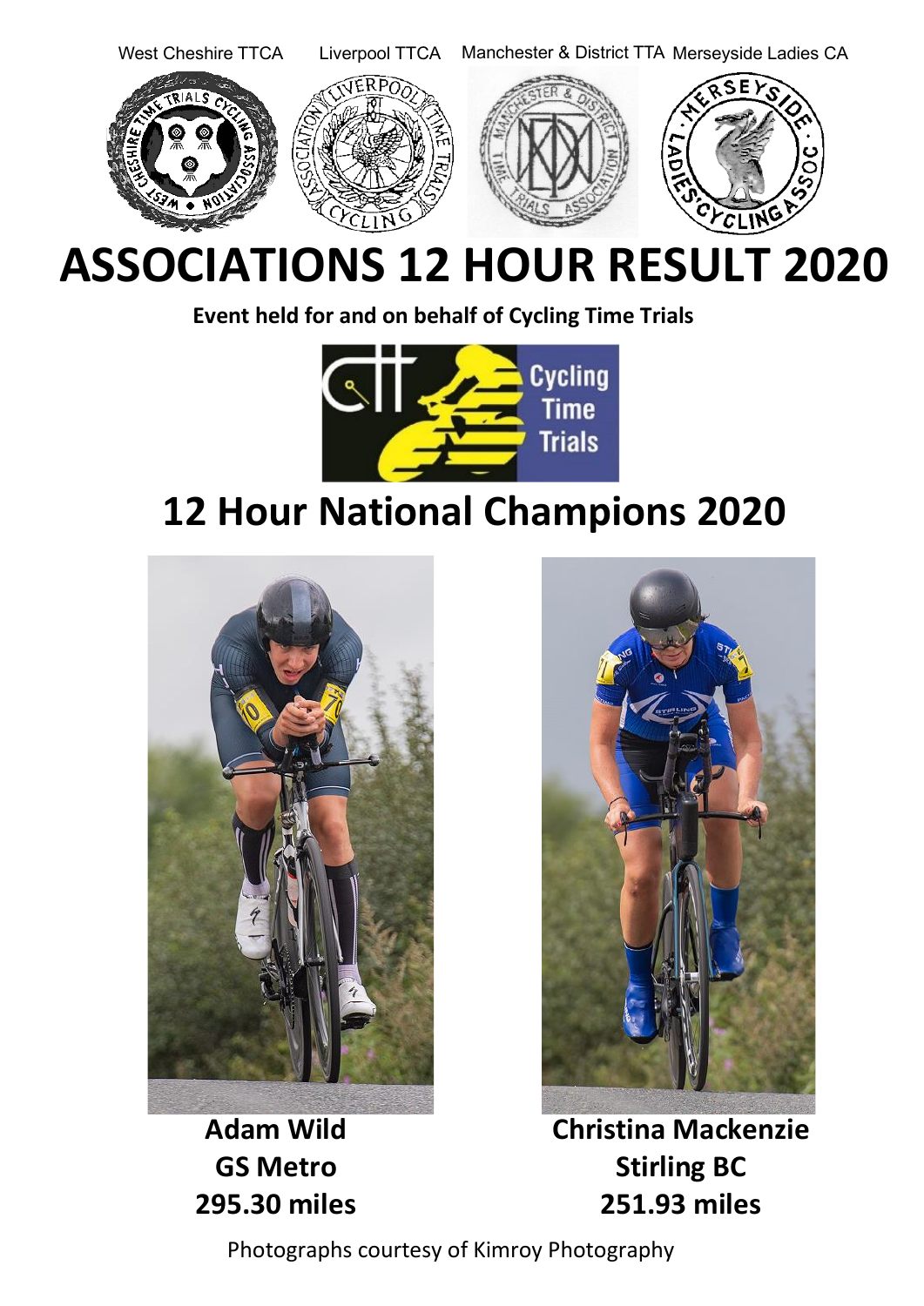West Cheshire TTCA Liverpool TTCA Manchester & District TTA Merseyside Ladies CA

# ASSOCIATIONS 12 HOUR RESULT 2020

**Event held for and on behalf of Cycling Time Trials**

## 12 Hour National Champions 2020

| **Adam Wild** | **Christina Mackenzie** |
| --- | --- |
| **GS Metro** | **Stirling BC** |
| **295.30 miles** | **251.93 miles** |

Photographs courtesy of Kimroy Photography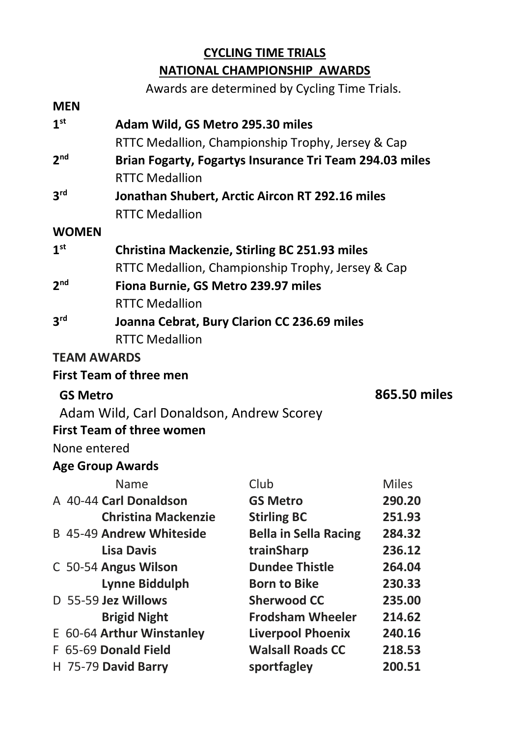# CYCLING TIME TRIALS

## NATIONAL CHAMPIONSHIP AWARDS

Awards are determined by Cycling Time Trials.

### MEN

**1st** **Adam Wild, GS Metro 295.30 miles**
RTTC Medallion, Championship Trophy, Jersey & Cap

**2nd** **Brian Fogarty, Fogartys Insurance Tri Team 294.03 miles**
RTTC Medallion

**3rd** **Jonathan Shubert, Arctic Aircon RT 292.16 miles**
RTTC Medallion

### WOMEN

**1st** **Christina Mackenzie, Stirling BC 251.93 miles**
RTTC Medallion, Championship Trophy, Jersey & Cap

**2nd** **Fiona Burnie, GS Metro 239.97 miles**
RTTC Medallion

**3rd** **Joanna Cebrat, Bury Clarion CC 236.69 miles**
RTTC Medallion

### TEAM AWARDS

**First Team of three men**

**GS Metro** **865.50 miles**

Adam Wild, Carl Donaldson, Andrew Scorey

**First Team of three women**

None entered

### Age Group Awards

| | Name | Club | Miles |
|---|---|---|---|
| A 40-44 | **Carl Donaldson** | **GS Metro** | **290.20** |
| | **Christina Mackenzie** | **Stirling BC** | **251.93** |
| B 45-49 | **Andrew Whiteside** | **Bella in Sella Racing** | **284.32** |
| | **Lisa Davis** | **trainSharp** | **236.12** |
| C 50-54 | **Angus Wilson** | **Dundee Thistle** | **264.04** |
| | **Lynne Biddulph** | **Born to Bike** | **230.33** |
| D 55-59 | **Jez Willows** | **Sherwood CC** | **235.00** |
| | **Brigid Night** | **Frodsham Wheeler** | **214.62** |
| E 60-64 | **Arthur Winstanley** | **Liverpool Phoenix** | **240.16** |
| F 65-69 | **Donald Field** | **Walsall Roads CC** | **218.53** |
| H 75-79 | **David Barry** | **sportfagley** | **200.51** |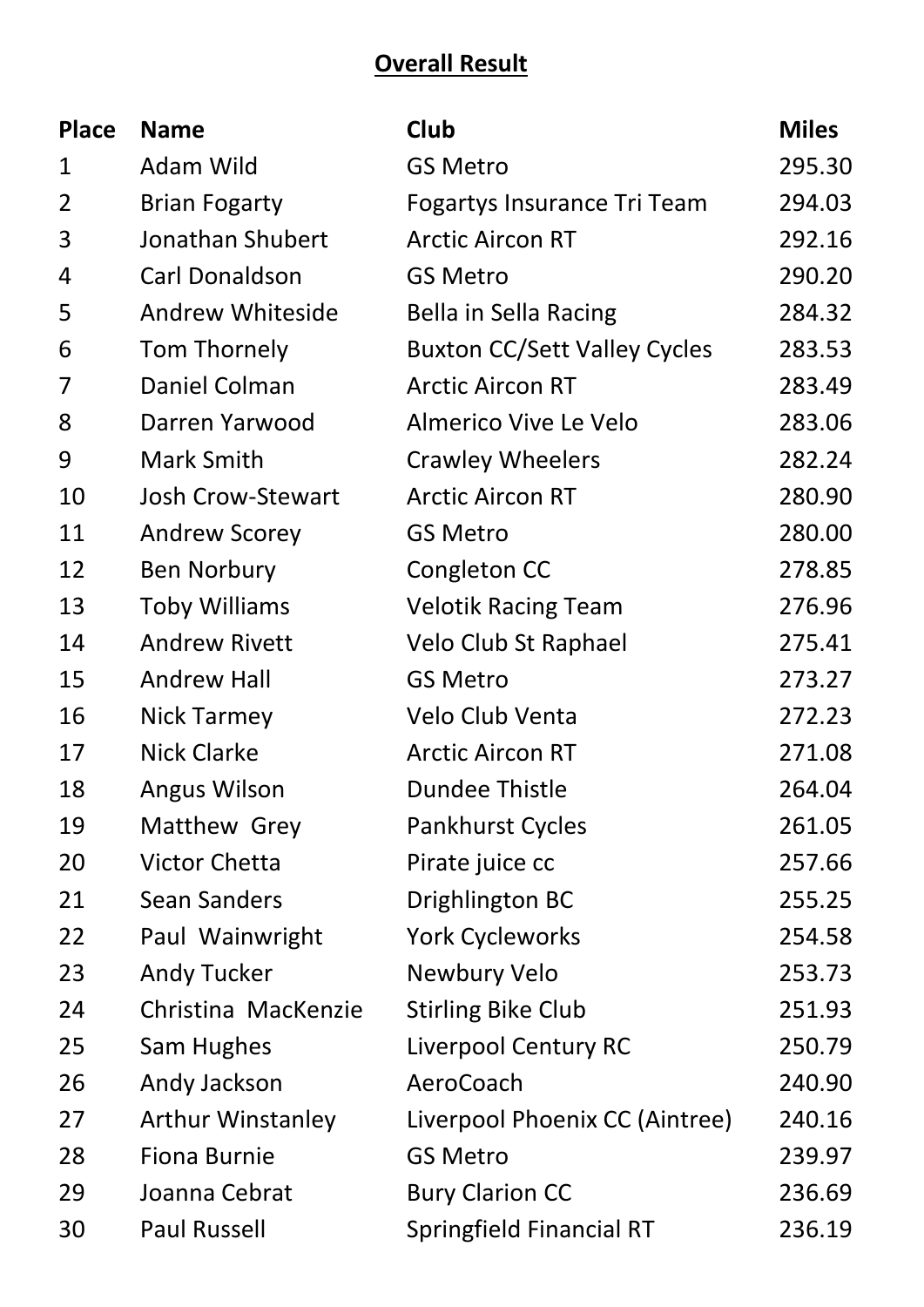## Overall Result

| Place | Name | Club | Miles |
|---|---|---|---|
| 1 | Adam Wild | GS Metro | 295.30 |
| 2 | Brian Fogarty | Fogartys Insurance Tri Team | 294.03 |
| 3 | Jonathan Shubert | Arctic Aircon RT | 292.16 |
| 4 | Carl Donaldson | GS Metro | 290.20 |
| 5 | Andrew Whiteside | Bella in Sella Racing | 284.32 |
| 6 | Tom Thornely | Buxton CC/Sett Valley Cycles | 283.53 |
| 7 | Daniel Colman | Arctic Aircon RT | 283.49 |
| 8 | Darren Yarwood | Almerico Vive Le Velo | 283.06 |
| 9 | Mark Smith | Crawley Wheelers | 282.24 |
| 10 | Josh Crow-Stewart | Arctic Aircon RT | 280.90 |
| 11 | Andrew Scorey | GS Metro | 280.00 |
| 12 | Ben Norbury | Congleton CC | 278.85 |
| 13 | Toby Williams | Velotik Racing Team | 276.96 |
| 14 | Andrew Rivett | Velo Club St Raphael | 275.41 |
| 15 | Andrew Hall | GS Metro | 273.27 |
| 16 | Nick Tarmey | Velo Club Venta | 272.23 |
| 17 | Nick Clarke | Arctic Aircon RT | 271.08 |
| 18 | Angus Wilson | Dundee Thistle | 264.04 |
| 19 | Matthew Grey | Pankhurst Cycles | 261.05 |
| 20 | Victor Chetta | Pirate juice cc | 257.66 |
| 21 | Sean Sanders | Drighlington BC | 255.25 |
| 22 | Paul Wainwright | York Cycleworks | 254.58 |
| 23 | Andy Tucker | Newbury Velo | 253.73 |
| 24 | Christina MacKenzie | Stirling Bike Club | 251.93 |
| 25 | Sam Hughes | Liverpool Century RC | 250.79 |
| 26 | Andy Jackson | AeroCoach | 240.90 |
| 27 | Arthur Winstanley | Liverpool Phoenix CC (Aintree) | 240.16 |
| 28 | Fiona Burnie | GS Metro | 239.97 |
| 29 | Joanna Cebrat | Bury Clarion CC | 236.69 |
| 30 | Paul Russell | Springfield Financial RT | 236.19 |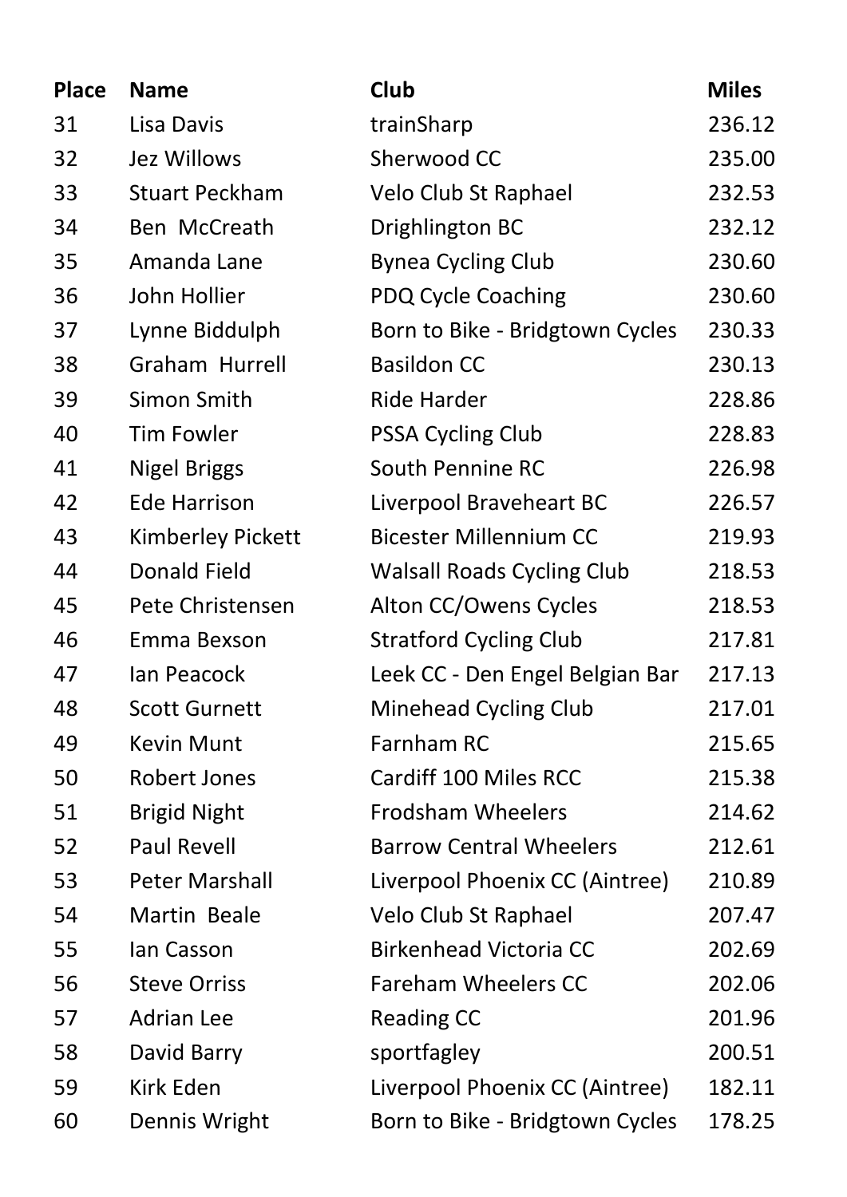| Place | Name | Club | Miles |
|---|---|---|---|
| 31 | Lisa Davis | trainSharp | 236.12 |
| 32 | Jez Willows | Sherwood CC | 235.00 |
| 33 | Stuart Peckham | Velo Club St Raphael | 232.53 |
| 34 | Ben McCreath | Drighlington BC | 232.12 |
| 35 | Amanda Lane | Bynea Cycling Club | 230.60 |
| 36 | John Hollier | PDQ Cycle Coaching | 230.60 |
| 37 | Lynne Biddulph | Born to Bike - Bridgtown Cycles | 230.33 |
| 38 | Graham Hurrell | Basildon CC | 230.13 |
| 39 | Simon Smith | Ride Harder | 228.86 |
| 40 | Tim Fowler | PSSA Cycling Club | 228.83 |
| 41 | Nigel Briggs | South Pennine RC | 226.98 |
| 42 | Ede Harrison | Liverpool Braveheart BC | 226.57 |
| 43 | Kimberley Pickett | Bicester Millennium CC | 219.93 |
| 44 | Donald Field | Walsall Roads Cycling Club | 218.53 |
| 45 | Pete Christensen | Alton CC/Owens Cycles | 218.53 |
| 46 | Emma Bexson | Stratford Cycling Club | 217.81 |
| 47 | Ian Peacock | Leek CC - Den Engel Belgian Bar | 217.13 |
| 48 | Scott Gurnett | Minehead Cycling Club | 217.01 |
| 49 | Kevin Munt | Farnham RC | 215.65 |
| 50 | Robert Jones | Cardiff 100 Miles RCC | 215.38 |
| 51 | Brigid Night | Frodsham Wheelers | 214.62 |
| 52 | Paul Revell | Barrow Central Wheelers | 212.61 |
| 53 | Peter Marshall | Liverpool Phoenix CC (Aintree) | 210.89 |
| 54 | Martin Beale | Velo Club St Raphael | 207.47 |
| 55 | Ian Casson | Birkenhead Victoria CC | 202.69 |
| 56 | Steve Orriss | Fareham Wheelers CC | 202.06 |
| 57 | Adrian Lee | Reading CC | 201.96 |
| 58 | David Barry | sportfagley | 200.51 |
| 59 | Kirk Eden | Liverpool Phoenix CC (Aintree) | 182.11 |
| 60 | Dennis Wright | Born to Bike - Bridgtown Cycles | 178.25 |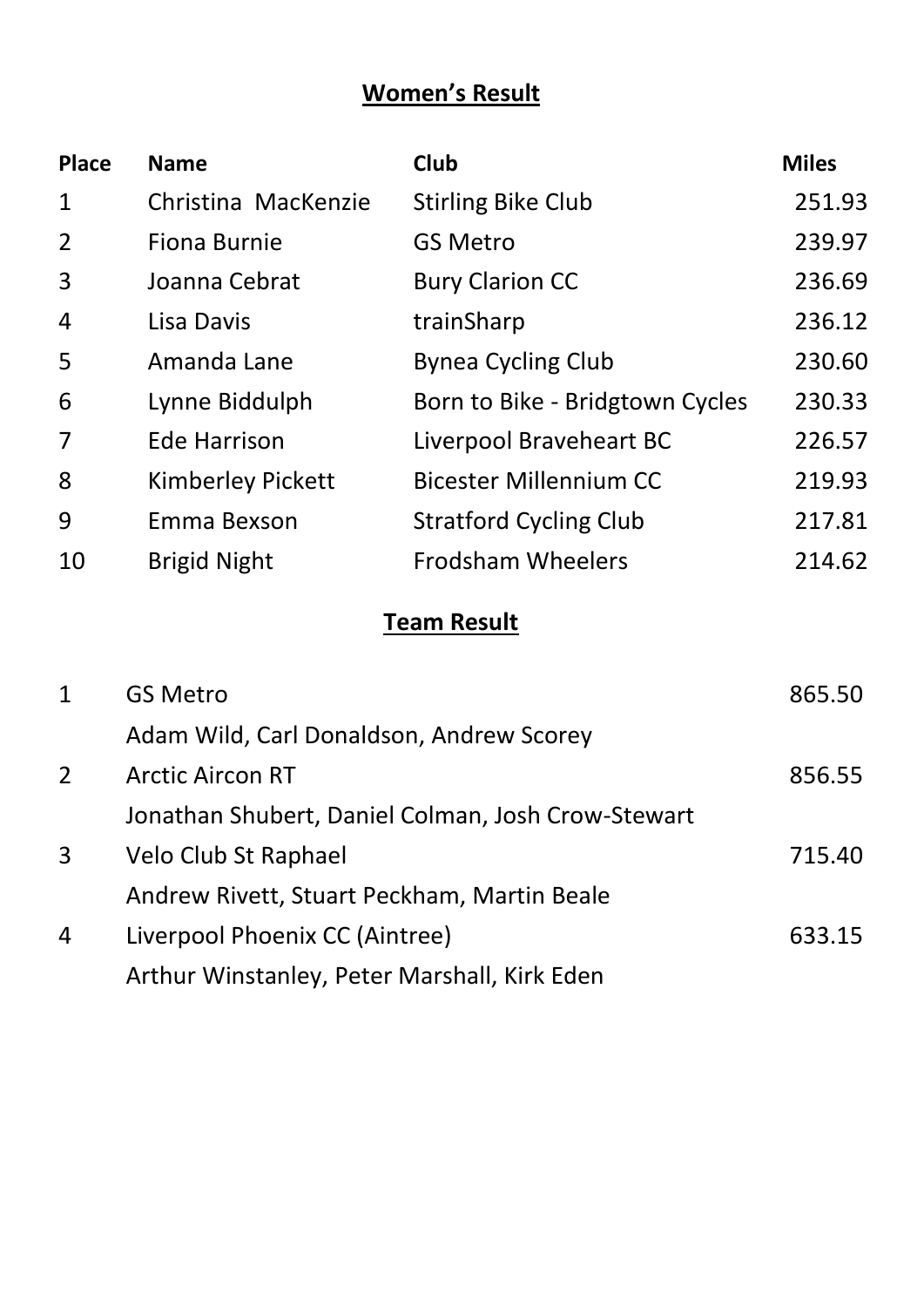## Women's Result

| Place | Name | Club | Miles |
|---|---|---|---|
| 1 | Christina MacKenzie | Stirling Bike Club | 251.93 |
| 2 | Fiona Burnie | GS Metro | 239.97 |
| 3 | Joanna Cebrat | Bury Clarion CC | 236.69 |
| 4 | Lisa Davis | trainSharp | 236.12 |
| 5 | Amanda Lane | Bynea Cycling Club | 230.60 |
| 6 | Lynne Biddulph | Born to Bike - Bridgtown Cycles | 230.33 |
| 7 | Ede Harrison | Liverpool Braveheart BC | 226.57 |
| 8 | Kimberley Pickett | Bicester Millennium CC | 219.93 |
| 9 | Emma Bexson | Stratford Cycling Club | 217.81 |
| 10 | Brigid Night | Frodsham Wheelers | 214.62 |

## Team Result

| Place | Team | Miles |
|---|---|---|
| 1 | GS Metro | 865.50 |
| | Adam Wild, Carl Donaldson, Andrew Scorey | |
| 2 | Arctic Aircon RT | 856.55 |
| | Jonathan Shubert, Daniel Colman, Josh Crow-Stewart | |
| 3 | Velo Club St Raphael | 715.40 |
| | Andrew Rivett, Stuart Peckham, Martin Beale | |
| 4 | Liverpool Phoenix CC (Aintree) | 633.15 |
| | Arthur Winstanley, Peter Marshall, Kirk Eden | |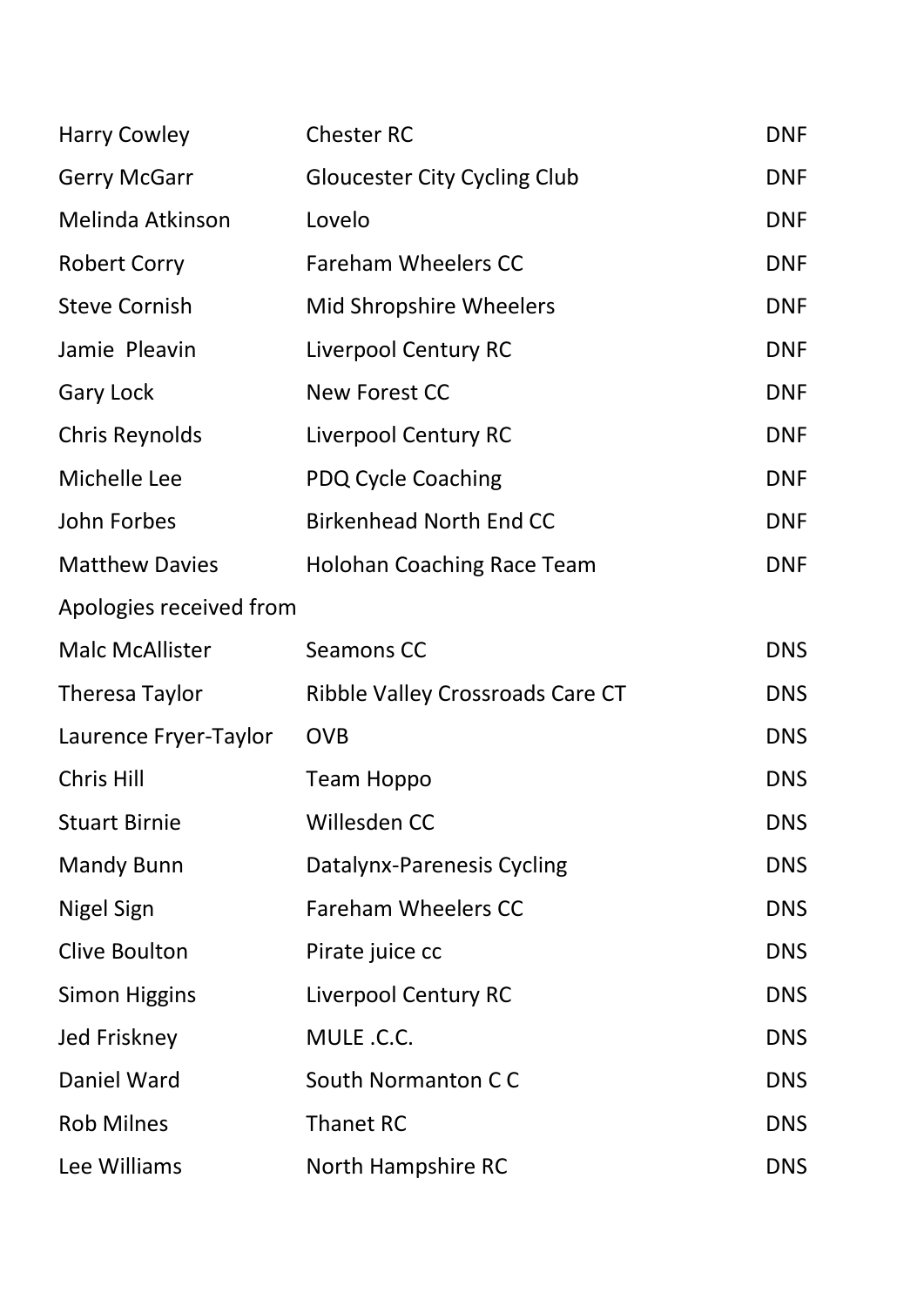| | | |
|---|---|---|
| Harry Cowley | Chester RC | DNF |
| Gerry McGarr | Gloucester City Cycling Club | DNF |
| Melinda Atkinson | Lovelo | DNF |
| Robert Corry | Fareham Wheelers CC | DNF |
| Steve Cornish | Mid Shropshire Wheelers | DNF |
| Jamie  Pleavin | Liverpool Century RC | DNF |
| Gary Lock | New Forest CC | DNF |
| Chris Reynolds | Liverpool Century RC | DNF |
| Michelle Lee | PDQ Cycle Coaching | DNF |
| John Forbes | Birkenhead North End CC | DNF |
| Matthew Davies | Holohan Coaching Race Team | DNF |

Apologies received from

| | | |
|---|---|---|
| Malc McAllister | Seamons CC | DNS |
| Theresa Taylor | Ribble Valley Crossroads Care CT | DNS |
| Laurence Fryer-Taylor | OVB | DNS |
| Chris Hill | Team Hoppo | DNS |
| Stuart Birnie | Willesden CC | DNS |
| Mandy Bunn | Datalynx-Parenesis Cycling | DNS |
| Nigel Sign | Fareham Wheelers CC | DNS |
| Clive Boulton | Pirate juice cc | DNS |
| Simon Higgins | Liverpool Century RC | DNS |
| Jed Friskney | MULE .C.C. | DNS |
| Daniel Ward | South Normanton C C | DNS |
| Rob Milnes | Thanet RC | DNS |
| Lee Williams | North Hampshire RC | DNS |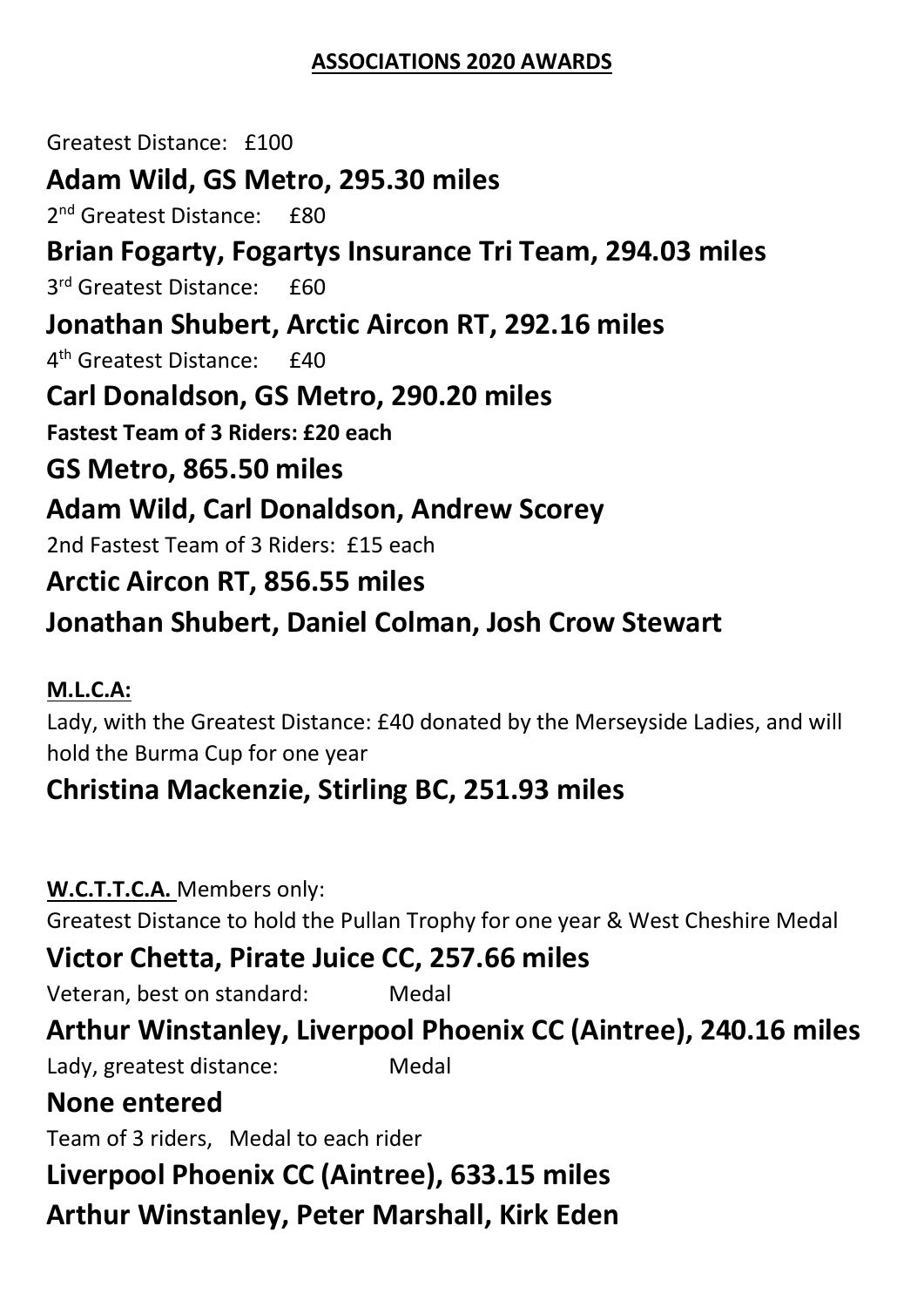# ASSOCIATIONS 2020 AWARDS

Greatest Distance: £100

**Adam Wild, GS Metro, 295.30 miles**

2nd Greatest Distance: £80

**Brian Fogarty, Fogartys Insurance Tri Team, 294.03 miles**

3rd Greatest Distance: £60

**Jonathan Shubert, Arctic Aircon RT, 292.16 miles**

4th Greatest Distance: £40

**Carl Donaldson, GS Metro, 290.20 miles**

**Fastest Team of 3 Riders: £20 each**

**GS Metro, 865.50 miles**

**Adam Wild, Carl Donaldson, Andrew Scorey**

2nd Fastest Team of 3 Riders: £15 each

**Arctic Aircon RT, 856.55 miles**

**Jonathan Shubert, Daniel Colman, Josh Crow Stewart**

**M.L.C.A:**

Lady, with the Greatest Distance: £40 donated by the Merseyside Ladies, and will hold the Burma Cup for one year

**Christina Mackenzie, Stirling BC, 251.93 miles**

**W.C.T.T.C.A.** Members only:

Greatest Distance to hold the Pullan Trophy for one year & West Cheshire Medal

**Victor Chetta, Pirate Juice CC, 257.66 miles**

Veteran, best on standard: Medal

**Arthur Winstanley, Liverpool Phoenix CC (Aintree), 240.16 miles**

Lady, greatest distance: Medal

**None entered**

Team of 3 riders, Medal to each rider

**Liverpool Phoenix CC (Aintree), 633.15 miles**

**Arthur Winstanley, Peter Marshall, Kirk Eden**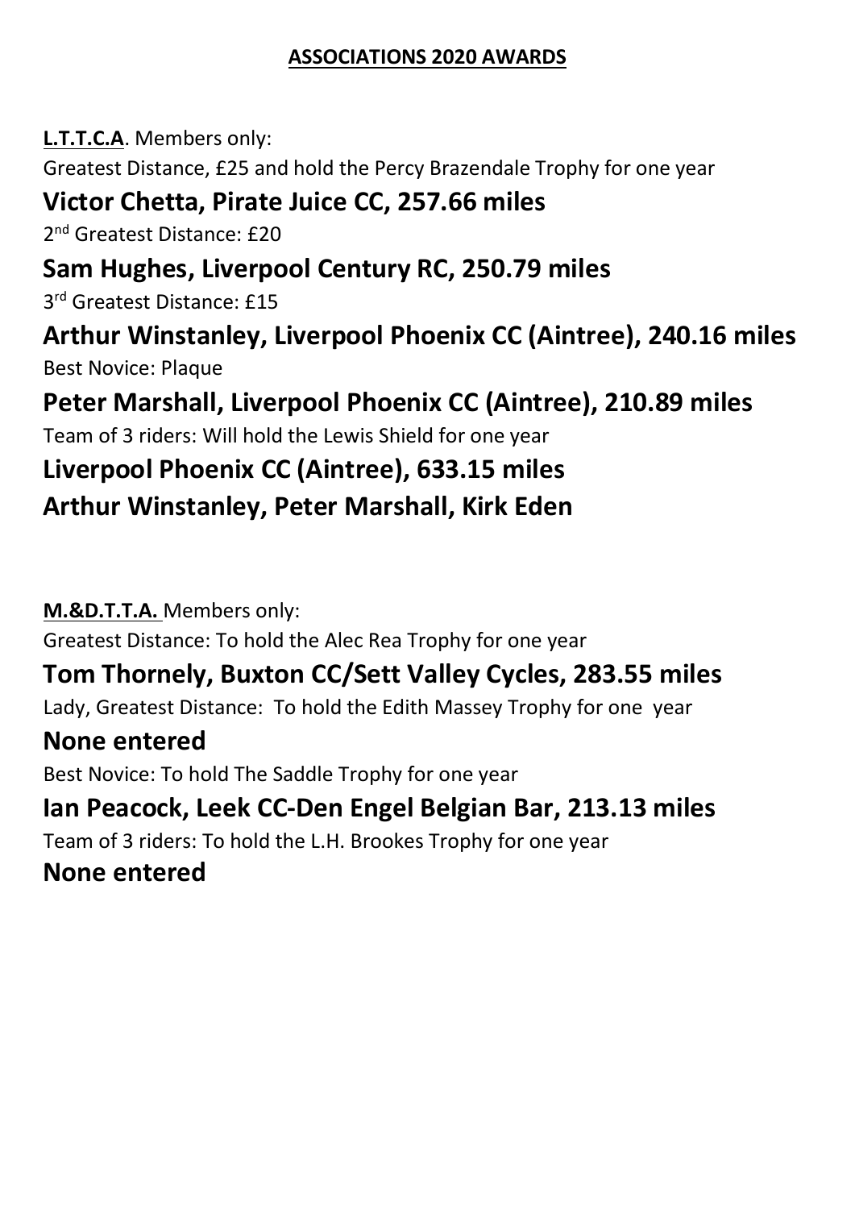## ASSOCIATIONS 2020 AWARDS

**L.T.T.C.A**. Members only:

Greatest Distance, £25 and hold the Percy Brazendale Trophy for one year

### Victor Chetta, Pirate Juice CC, 257.66 miles

2nd Greatest Distance: £20

### Sam Hughes, Liverpool Century RC, 250.79 miles

3rd Greatest Distance: £15

### Arthur Winstanley, Liverpool Phoenix CC (Aintree), 240.16 miles

Best Novice: Plaque

### Peter Marshall, Liverpool Phoenix CC (Aintree), 210.89 miles

Team of 3 riders: Will hold the Lewis Shield for one year

### Liverpool Phoenix CC (Aintree), 633.15 miles
### Arthur Winstanley, Peter Marshall, Kirk Eden

**M.&D.T.T.A.** Members only:

Greatest Distance: To hold the Alec Rea Trophy for one year

### Tom Thornely, Buxton CC/Sett Valley Cycles, 283.55 miles

Lady, Greatest Distance: To hold the Edith Massey Trophy for one year

### None entered

Best Novice: To hold The Saddle Trophy for one year

### Ian Peacock, Leek CC-Den Engel Belgian Bar, 213.13 miles

Team of 3 riders: To hold the L.H. Brookes Trophy for one year

### None entered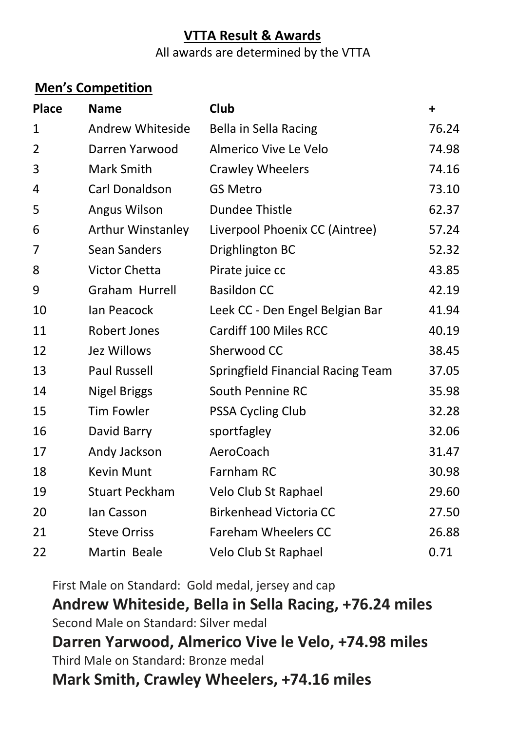## VTTA Result & Awards

All awards are determined by the VTTA

### Men's Competition

| Place | Name | Club | + |
|---|---|---|---|
| 1 | Andrew Whiteside | Bella in Sella Racing | 76.24 |
| 2 | Darren Yarwood | Almerico Vive Le Velo | 74.98 |
| 3 | Mark Smith | Crawley Wheelers | 74.16 |
| 4 | Carl Donaldson | GS Metro | 73.10 |
| 5 | Angus Wilson | Dundee Thistle | 62.37 |
| 6 | Arthur Winstanley | Liverpool Phoenix CC (Aintree) | 57.24 |
| 7 | Sean Sanders | Drighlington BC | 52.32 |
| 8 | Victor Chetta | Pirate juice cc | 43.85 |
| 9 | Graham Hurrell | Basildon CC | 42.19 |
| 10 | Ian Peacock | Leek CC - Den Engel Belgian Bar | 41.94 |
| 11 | Robert Jones | Cardiff 100 Miles RCC | 40.19 |
| 12 | Jez Willows | Sherwood CC | 38.45 |
| 13 | Paul Russell | Springfield Financial Racing Team | 37.05 |
| 14 | Nigel Briggs | South Pennine RC | 35.98 |
| 15 | Tim Fowler | PSSA Cycling Club | 32.28 |
| 16 | David Barry | sportfagley | 32.06 |
| 17 | Andy Jackson | AeroCoach | 31.47 |
| 18 | Kevin Munt | Farnham RC | 30.98 |
| 19 | Stuart Peckham | Velo Club St Raphael | 29.60 |
| 20 | Ian Casson | Birkenhead Victoria CC | 27.50 |
| 21 | Steve Orriss | Fareham Wheelers CC | 26.88 |
| 22 | Martin Beale | Velo Club St Raphael | 0.71 |

First Male on Standard: Gold medal, jersey and cap

**Andrew Whiteside, Bella in Sella Racing, +76.24 miles**

Second Male on Standard: Silver medal

**Darren Yarwood, Almerico Vive le Velo, +74.98 miles**

Third Male on Standard: Bronze medal

**Mark Smith, Crawley Wheelers, +74.16 miles**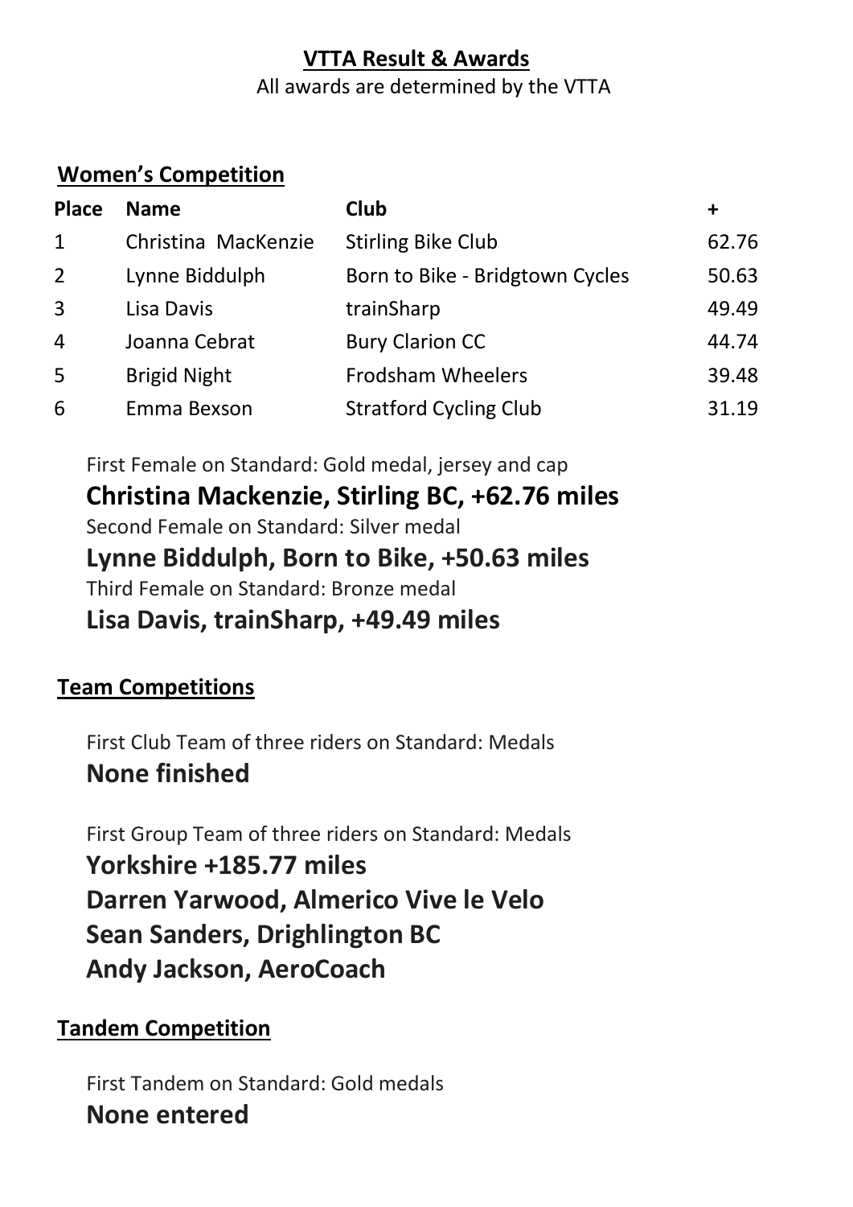## VTTA Result & Awards

All awards are determined by the VTTA

### Women's Competition

| Place | Name | Club | + |
|---|---|---|---|
| 1 | Christina MacKenzie | Stirling Bike Club | 62.76 |
| 2 | Lynne Biddulph | Born to Bike - Bridgtown Cycles | 50.63 |
| 3 | Lisa Davis | trainSharp | 49.49 |
| 4 | Joanna Cebrat | Bury Clarion CC | 44.74 |
| 5 | Brigid Night | Frodsham Wheelers | 39.48 |
| 6 | Emma Bexson | Stratford Cycling Club | 31.19 |

First Female on Standard: Gold medal, jersey and cap

**Christina Mackenzie, Stirling BC, +62.76 miles**

Second Female on Standard: Silver medal

**Lynne Biddulph, Born to Bike, +50.63 miles**

Third Female on Standard: Bronze medal

**Lisa Davis, trainSharp, +49.49 miles**

### Team Competitions

First Club Team of three riders on Standard: Medals

**None finished**

First Group Team of three riders on Standard: Medals

**Yorkshire +185.77 miles**
**Darren Yarwood, Almerico Vive le Velo**
**Sean Sanders, Drighlington BC**
**Andy Jackson, AeroCoach**

### Tandem Competition

First Tandem on Standard: Gold medals

**None entered**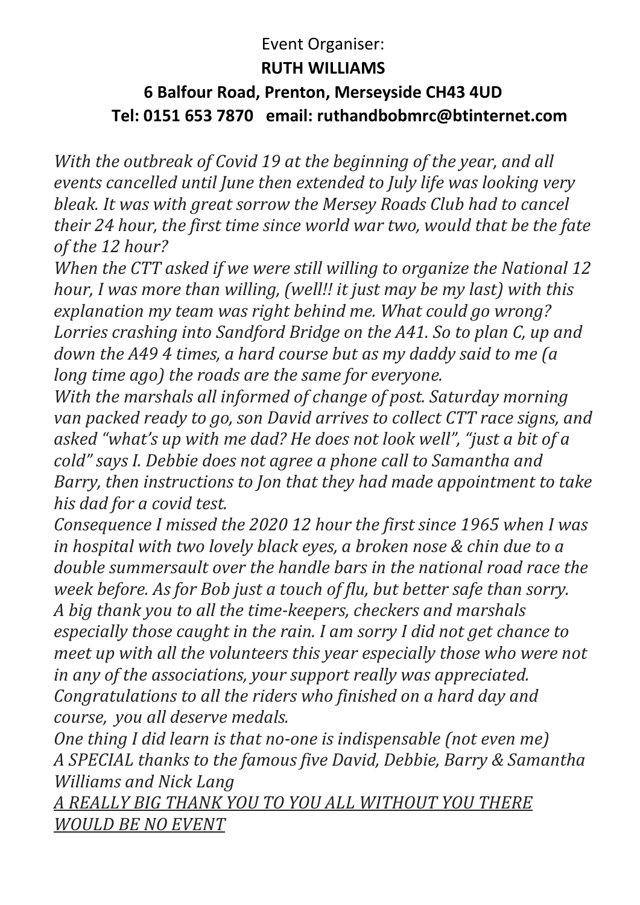Event Organiser:

**RUTH WILLIAMS**

**6 Balfour Road, Prenton, Merseyside CH43 4UD**

**Tel: 0151 653 7870 email: ruthandbobmrc@btinternet.com**

*With the outbreak of Covid 19 at the beginning of the year, and all events cancelled until June then extended to July life was looking very bleak. It was with great sorrow the Mersey Roads Club had to cancel their 24 hour, the first time since world war two, would that be the fate of the 12 hour?*

*When the CTT asked if we were still willing to organize the National 12 hour, I was more than willing, (well!! it just may be my last) with this explanation my team was right behind me. What could go wrong? Lorries crashing into Sandford Bridge on the A41. So to plan C, up and down the A49 4 times, a hard course but as my daddy said to me (a long time ago) the roads are the same for everyone.*

*With the marshals all informed of change of post. Saturday morning van packed ready to go, son David arrives to collect CTT race signs, and asked "what's up with me dad? He does not look well", "just a bit of a cold" says I. Debbie does not agree a phone call to Samantha and Barry, then instructions to Jon that they had made appointment to take his dad for a covid test.*

*Consequence I missed the 2020 12 hour the first since 1965 when I was in hospital with two lovely black eyes, a broken nose & chin due to a double summersault over the handle bars in the national road race the week before. As for Bob just a touch of flu, but better safe than sorry.*

*A big thank you to all the time-keepers, checkers and marshals especially those caught in the rain. I am sorry I did not get chance to meet up with all the volunteers this year especially those who were not in any of the associations, your support really was appreciated.*

*Congratulations to all the riders who finished on a hard day and course, you all deserve medals.*

*One thing I did learn is that no-one is indispensable (not even me)*

*A SPECIAL thanks to the famous five David, Debbie, Barry & Samantha Williams and Nick Lang*

<u>*A REALLY BIG THANK YOU TO YOU ALL WITHOUT YOU THERE WOULD BE NO EVENT*</u>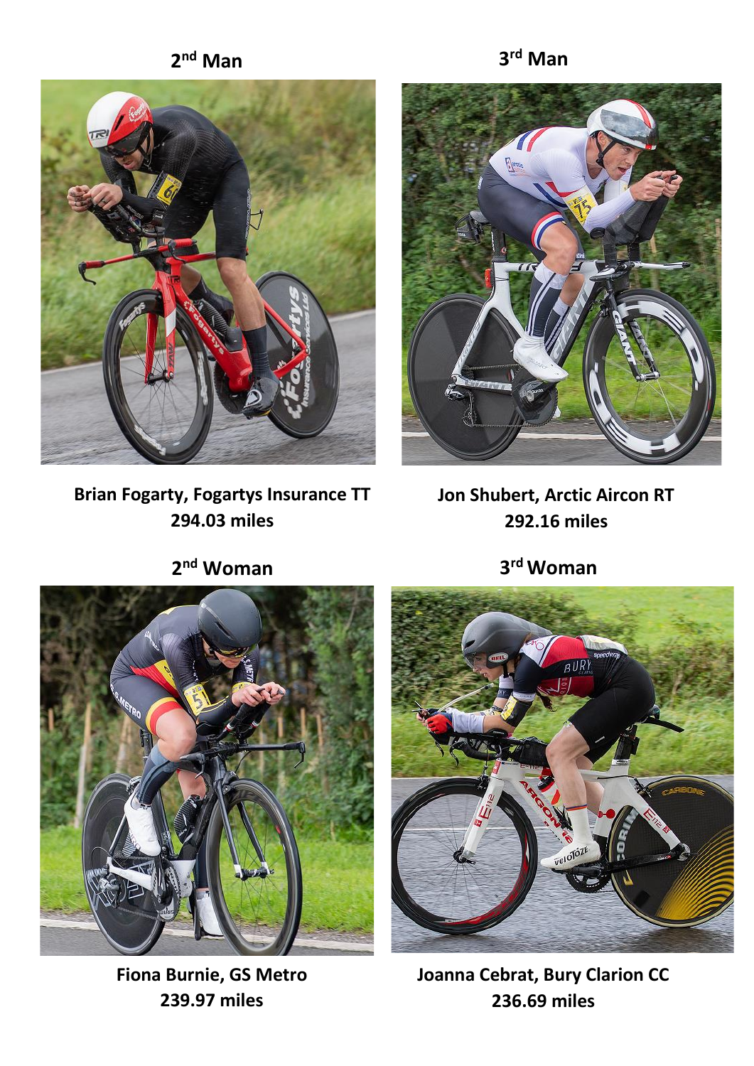## 2nd Man

Brian Fogarty, Fogartys Insurance TT
294.03 miles

## 3rd Man

Jon Shubert, Arctic Aircon RT
292.16 miles

## 2nd Woman

Fiona Burnie, GS Metro
239.97 miles

## 3rd Woman

Joanna Cebrat, Bury Clarion CC
236.69 miles